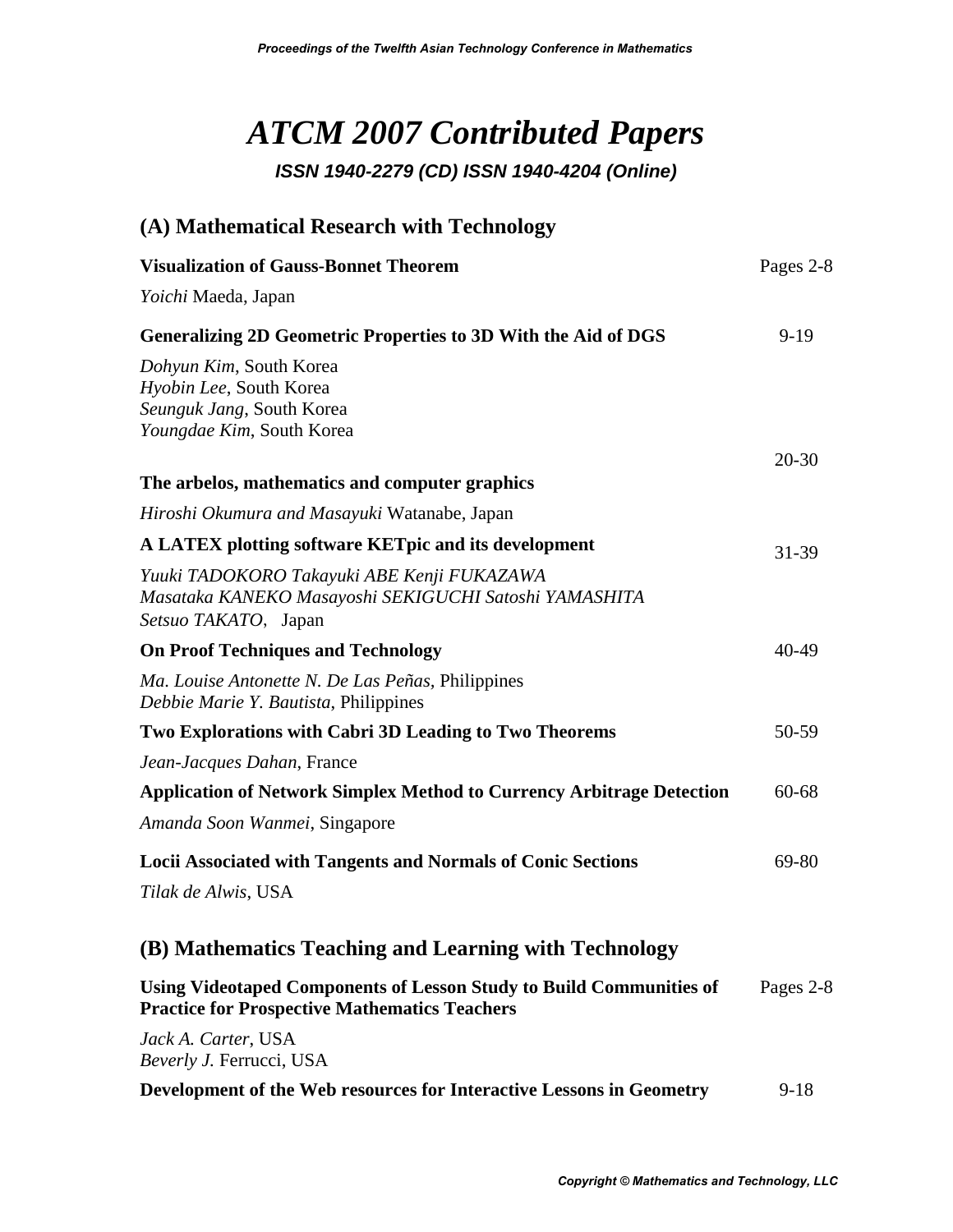# *ATCM 2007 Contributed Papers*

***ISSN 1940-2279 (CD) ISSN 1940-4204 (Online)***

## (A) Mathematical Research with Technology

**Visualization of Gauss-Bonnet Theorem** — Pages 2-8

*Yoichi* Maeda, Japan

**Generalizing 2D Geometric Properties to 3D With the Aid of DGS** — 9-19

*Dohyun Kim*, South Korea
*Hyobin Lee*, South Korea
*Seunguk Jang*, South Korea
*Youngdae Kim*, South Korea

**The arbelos, mathematics and computer graphics** — 20-30

*Hiroshi Okumura and Masayuki* Watanabe, Japan

**A LATEX plotting software KETpic and its development** — 31-39

*Yuuki TADOKORO Takayuki ABE Kenji FUKAZAWA*
*Masataka KANEKO Masayoshi SEKIGUCHI Satoshi YAMASHITA*
*Setsuo TAKATO*, Japan

**On Proof Techniques and Technology** — 40-49

*Ma. Louise Antonette N. De Las Peñas*, Philippines
*Debbie Marie Y. Bautista*, Philippines

**Two Explorations with Cabri 3D Leading to Two Theorems** — 50-59

*Jean-Jacques Dahan*, France

**Application of Network Simplex Method to Currency Arbitrage Detection** — 60-68

*Amanda Soon Wanmei*, Singapore

**Locii Associated with Tangents and Normals of Conic Sections** — 69-80

*Tilak de Alwis*, USA

## (B) Mathematics Teaching and Learning with Technology

**Using Videotaped Components of Lesson Study to Build Communities of Practice for Prospective Mathematics Teachers** — Pages 2-8

*Jack A. Carter*, USA
*Beverly J.* Ferrucci, USA

**Development of the Web resources for Interactive Lessons in Geometry** — 9-18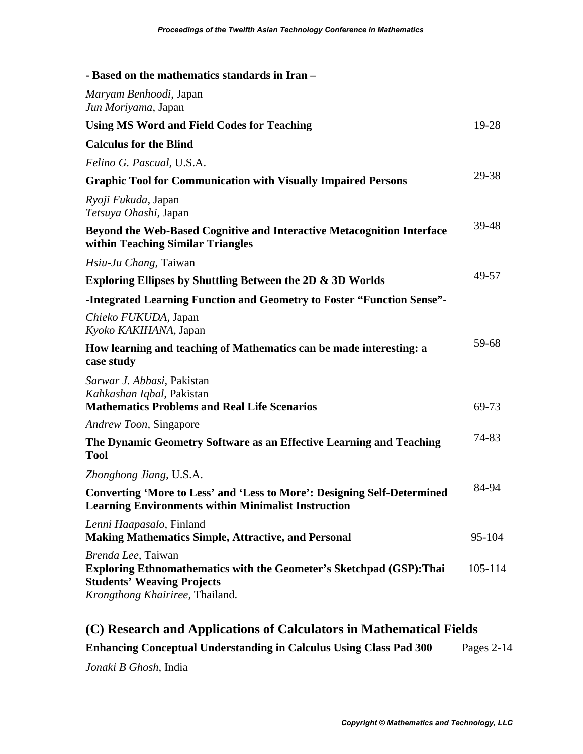**- Based on the mathematics standards in Iran –**

*Maryam Benhoodi*, Japan
*Jun Moriyama*, Japan

**Using MS Word and Field Codes for Teaching** 19-28

**Calculus for the Blind**

*Felino G. Pascual*, U.S.A.

**Graphic Tool for Communication with Visually Impaired Persons** 29-38

*Ryoji Fukuda*, Japan
*Tetsuya Ohashi*, Japan

**Beyond the Web-Based Cognitive and Interactive Metacognition Interface within Teaching Similar Triangles** 39-48

*Hsiu-Ju Chang*, Taiwan

**Exploring Ellipses by Shuttling Between the 2D & 3D Worlds** 49-57

**-Integrated Learning Function and Geometry to Foster "Function Sense"-**

*Chieko FUKUDA*, Japan
*Kyoko KAKIHANA*, Japan

**How learning and teaching of Mathematics can be made interesting: a case study** 59-68

*Sarwar J. Abbasi*, Pakistan
*Kahkashan Iqbal*, Pakistan

**Mathematics Problems and Real Life Scenarios** 69-73

*Andrew Toon*, Singapore

**The Dynamic Geometry Software as an Effective Learning and Teaching Tool** 74-83

*Zhonghong Jiang*, U.S.A.

**Converting 'More to Less' and 'Less to More': Designing Self-Determined Learning Environments within Minimalist Instruction** 84-94

*Lenni Haapasalo*, Finland

**Making Mathematics Simple, Attractive, and Personal** 95-104

*Brenda Lee*, Taiwan

**Exploring Ethnomathematics with the Geometer's Sketchpad (GSP):Thai Students' Weaving Projects** 105-114

*Krongthong Khairiree*, Thailand.

## (C) Research and Applications of Calculators in Mathematical Fields

**Enhancing Conceptual Understanding in Calculus Using Class Pad 300** Pages 2-14

*Jonaki B Ghosh*, India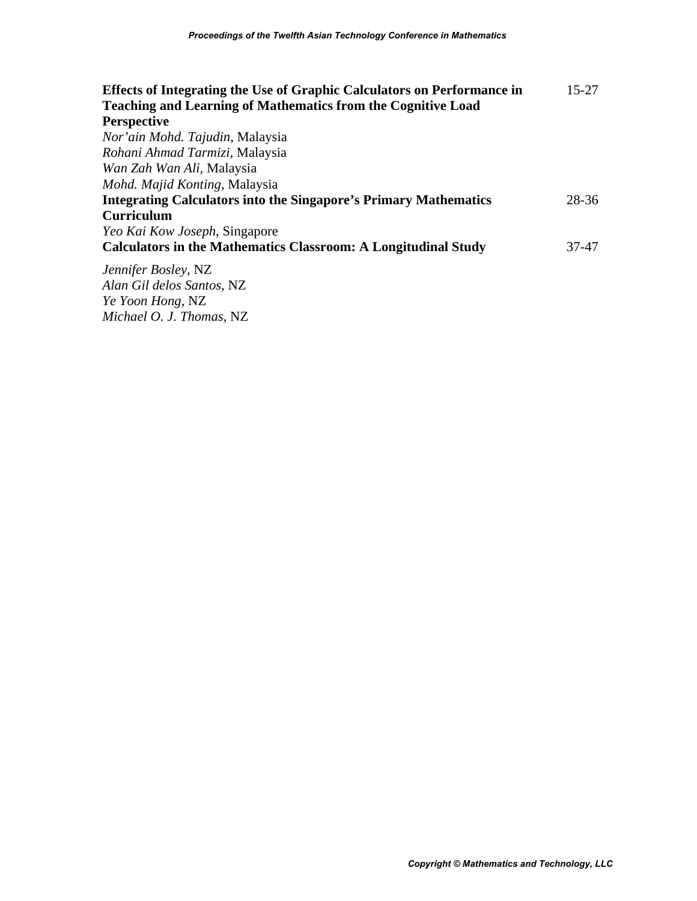**Effects of Integrating the Use of Graphic Calculators on Performance in Teaching and Learning of Mathematics from the Cognitive Load Perspective** 15-27

*Nor'ain Mohd. Tajudin*, Malaysia
*Rohani Ahmad Tarmizi*, Malaysia
*Wan Zah Wan Ali*, Malaysia
*Mohd. Majid Konting*, Malaysia

**Integrating Calculators into the Singapore's Primary Mathematics Curriculum** 28-36

*Yeo Kai Kow Joseph*, Singapore

**Calculators in the Mathematics Classroom: A Longitudinal Study** 37-47

*Jennifer Bosley*, NZ
*Alan Gil delos Santos*, NZ
*Ye Yoon Hong*, NZ
*Michael O. J. Thomas*, NZ